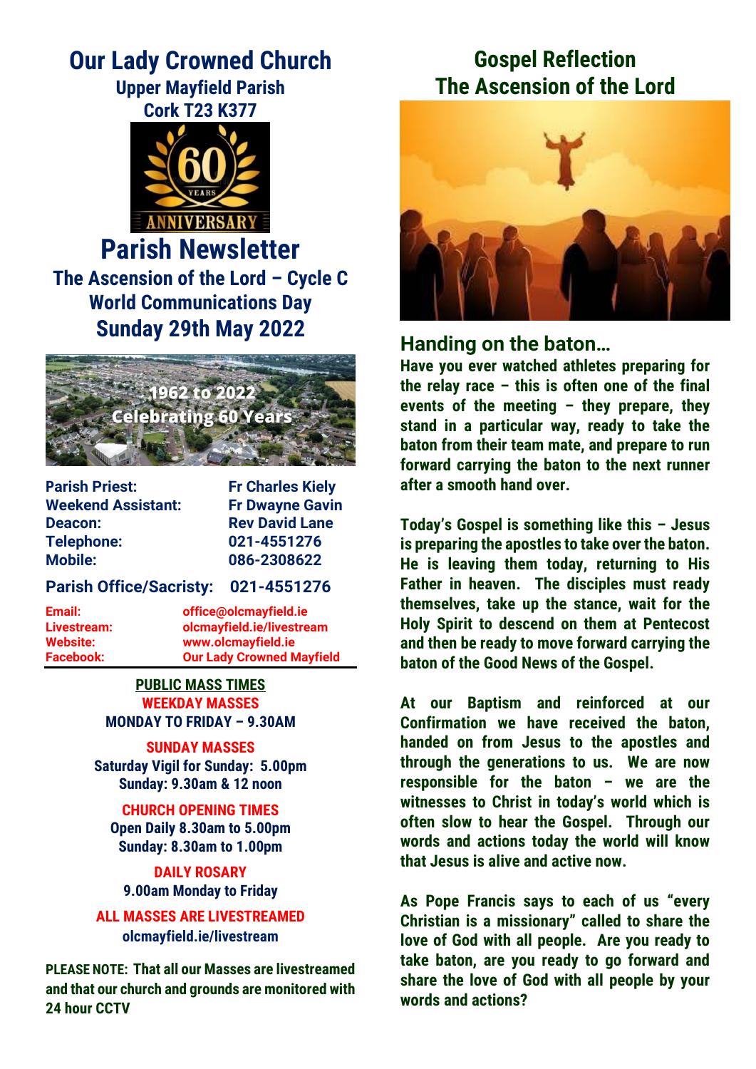# Our Lady Crowned Church

**Upper Mayfield Parish**
**Cork T23 K377**

# Parish Newsletter

## The Ascension of the Lord – Cycle C
## World Communications Day
## Sunday 29th May 2022

1962 to 2022
Celebrating 60 Years

| | |
|---|---|
| **Parish Priest:** | **Fr Charles Kiely** |
| **Weekend Assistant:** | **Fr Dwayne Gavin** |
| **Deacon:** | **Rev David Lane** |
| **Telephone:** | **021-4551276** |
| **Mobile:** | **086-2308622** |

**Parish Office/Sacristy: 021-4551276**

| | |
|---|---|
| **Email:** | **office@olcmayfield.ie** |
| **Livestream:** | **olcmayfield.ie/livestream** |
| **Website:** | **www.olcmayfield.ie** |
| **Facebook:** | **Our Lady Crowned Mayfield** |

**PUBLIC MASS TIMES**

**WEEKDAY MASSES**
**MONDAY TO FRIDAY – 9.30AM**

**SUNDAY MASSES**
**Saturday Vigil for Sunday: 5.00pm**
**Sunday: 9.30am & 12 noon**

**CHURCH OPENING TIMES**
**Open Daily 8.30am to 5.00pm**
**Sunday: 8.30am to 1.00pm**

**DAILY ROSARY**
**9.00am Monday to Friday**

**ALL MASSES ARE LIVESTREAMED**
**olcmayfield.ie/livestream**

**PLEASE NOTE: That all our Masses are livestreamed and that our church and grounds are monitored with 24 hour CCTV**

# Gospel Reflection
# The Ascension of the Lord

## Handing on the baton…

**Have you ever watched athletes preparing for the relay race – this is often one of the final events of the meeting – they prepare, they stand in a particular way, ready to take the baton from their team mate, and prepare to run forward carrying the baton to the next runner after a smooth hand over.**

**Today's Gospel is something like this – Jesus is preparing the apostles to take over the baton. He is leaving them today, returning to His Father in heaven. The disciples must ready themselves, take up the stance, wait for the Holy Spirit to descend on them at Pentecost and then be ready to move forward carrying the baton of the Good News of the Gospel.**

**At our Baptism and reinforced at our Confirmation we have received the baton, handed on from Jesus to the apostles and through the generations to us. We are now responsible for the baton – we are the witnesses to Christ in today's world which is often slow to hear the Gospel. Through our words and actions today the world will know that Jesus is alive and active now.**

**As Pope Francis says to each of us "every Christian is a missionary" called to share the love of God with all people. Are you ready to take baton, are you ready to go forward and share the love of God with all people by your words and actions?**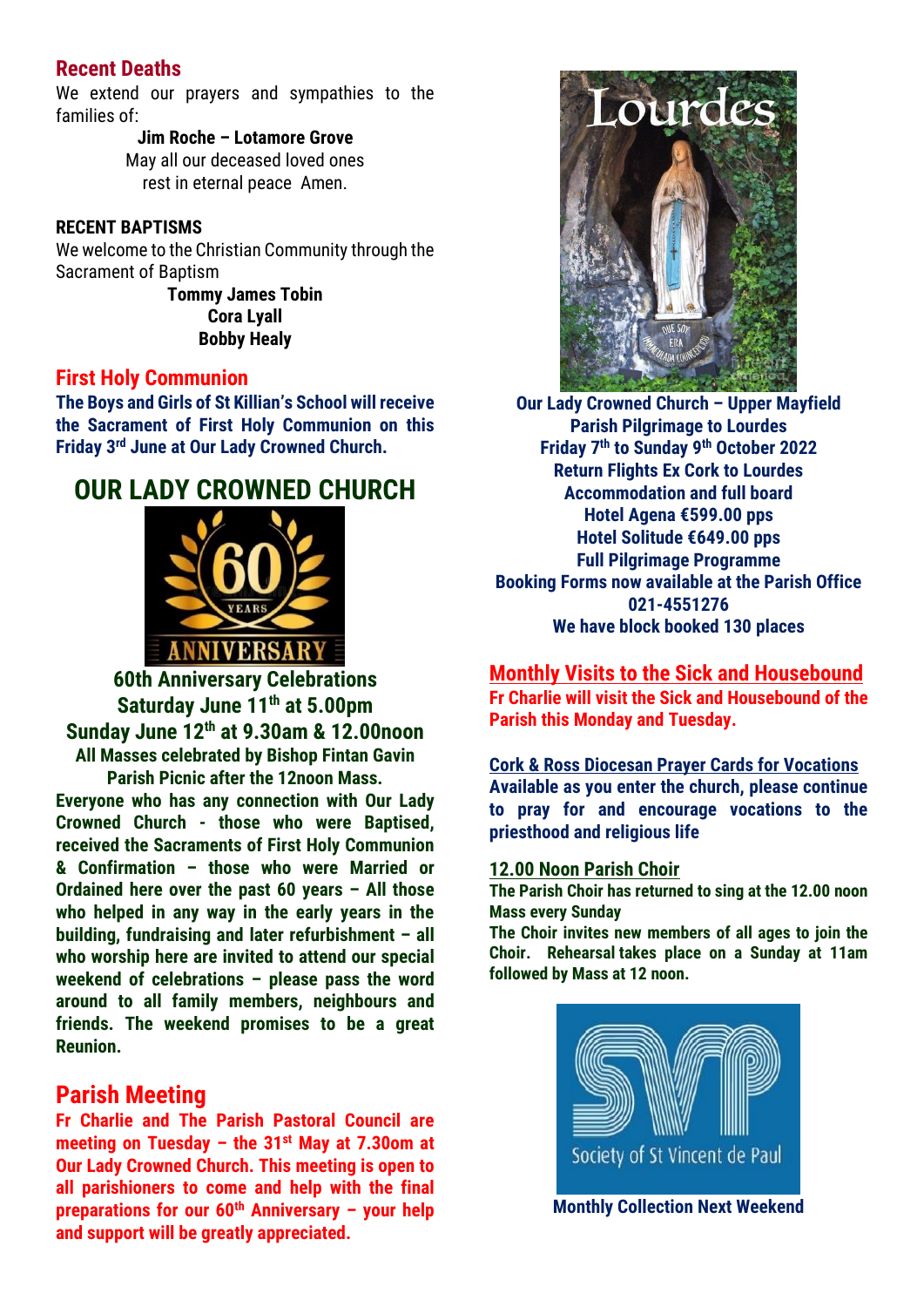## Recent Deaths

We extend our prayers and sympathies to the families of:

**Jim Roche – Lotamore Grove**

May all our deceased loved ones rest in eternal peace Amen.

**RECENT BAPTISMS**

We welcome to the Christian Community through the Sacrament of Baptism

**Tommy James Tobin**
**Cora Lyall**
**Bobby Healy**

## First Holy Communion

**The Boys and Girls of St Killian's School will receive the Sacrament of First Holy Communion on this Friday 3rd June at Our Lady Crowned Church.**

# OUR LADY CROWNED CHURCH

**60th Anniversary Celebrations**
**Saturday June 11th at 5.00pm**
**Sunday June 12th at 9.30am & 12.00noon**
**All Masses celebrated by Bishop Fintan Gavin**
**Parish Picnic after the 12noon Mass.**

**Everyone who has any connection with Our Lady Crowned Church - those who were Baptised, received the Sacraments of First Holy Communion & Confirmation – those who were Married or Ordained here over the past 60 years – All those who helped in any way in the early years in the building, fundraising and later refurbishment – all who worship here are invited to attend our special weekend of celebrations – please pass the word around to all family members, neighbours and friends. The weekend promises to be a great Reunion.**

## Parish Meeting

**Fr Charlie and The Parish Pastoral Council are meeting on Tuesday – the 31st May at 7.30om at Our Lady Crowned Church. This meeting is open to all parishioners to come and help with the final preparations for our 60th Anniversary – your help and support will be greatly appreciated.**

**Our Lady Crowned Church – Upper Mayfield**
**Parish Pilgrimage to Lourdes**
**Friday 7th to Sunday 9th October 2022**
**Return Flights Ex Cork to Lourdes**
**Accommodation and full board**
**Hotel Agena €599.00 pps**
**Hotel Solitude €649.00 pps**
**Full Pilgrimage Programme**
**Booking Forms now available at the Parish Office**
**021-4551276**
**We have block booked 130 places**

## Monthly Visits to the Sick and Housebound

**Fr Charlie will visit the Sick and Housebound of the Parish this Monday and Tuesday.**

### Cork & Ross Diocesan Prayer Cards for Vocations

**Available as you enter the church, please continue to pray for and encourage vocations to the priesthood and religious life**

### 12.00 Noon Parish Choir

**The Parish Choir has returned to sing at the 12.00 noon Mass every Sunday**

**The Choir invites new members of all ages to join the Choir. Rehearsal takes place on a Sunday at 11am followed by Mass at 12 noon.**

Society of St Vincent de Paul

**Monthly Collection Next Weekend**